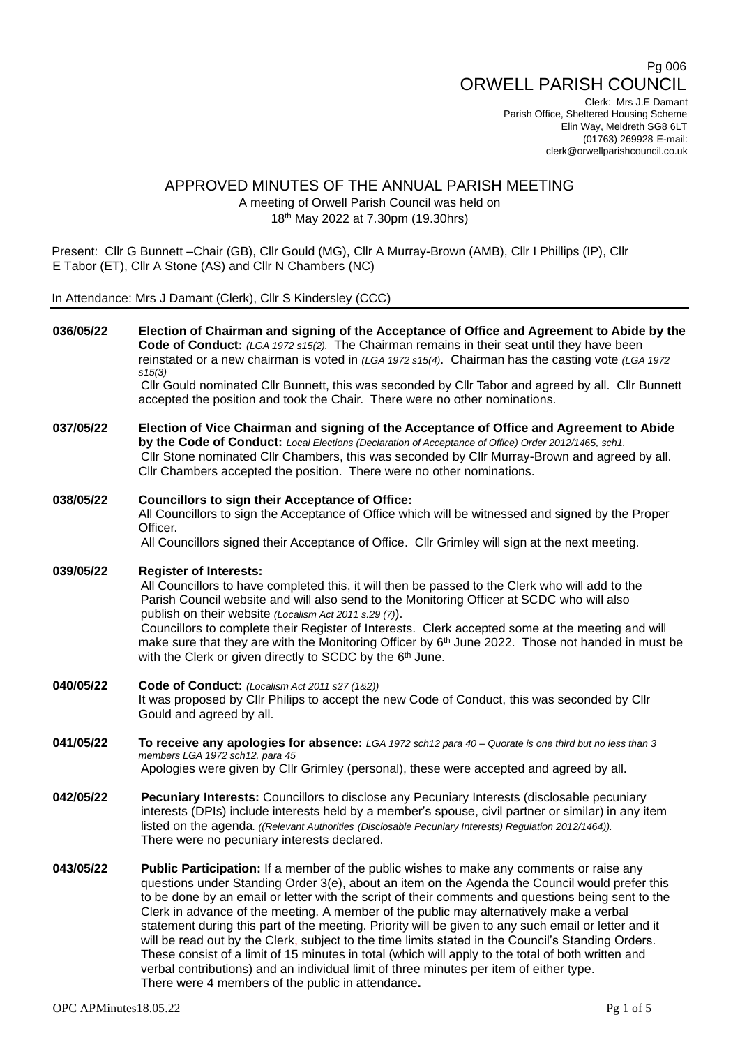Pg 006

# ORWELL PARISH COUNCIL

Clerk: Mrs J.E Damant
Parish Office, Sheltered Housing Scheme
Elin Way, Meldreth SG8 6LT
(01763) 269928 E-mail:
clerk@orwellparishcouncil.co.uk

## APPROVED MINUTES OF THE ANNUAL PARISH MEETING

A meeting of Orwell Parish Council was held on
18th May 2022 at 7.30pm (19.30hrs)

Present: Cllr G Bunnett –Chair (GB), Cllr Gould (MG), Cllr A Murray-Brown (AMB), Cllr I Phillips (IP), Cllr E Tabor (ET), Cllr A Stone (AS) and Cllr N Chambers (NC)

In Attendance: Mrs J Damant (Clerk), Cllr S Kindersley (CCC)

---

**036/05/22** **Election of Chairman and signing of the Acceptance of Office and Agreement to Abide by the Code of Conduct:** *(LGA 1972 s15(2).* The Chairman remains in their seat until they have been reinstated or a new chairman is voted in *(LGA 1972 s15(4)*. Chairman has the casting vote *(LGA 1972 s15(3)*
Cllr Gould nominated Cllr Bunnett, this was seconded by Cllr Tabor and agreed by all. Cllr Bunnett accepted the position and took the Chair. There were no other nominations.

**037/05/22** **Election of Vice Chairman and signing of the Acceptance of Office and Agreement to Abide by the Code of Conduct:** *Local Elections (Declaration of Acceptance of Office) Order 2012/1465, sch1.*
Cllr Stone nominated Cllr Chambers, this was seconded by Cllr Murray-Brown and agreed by all. Cllr Chambers accepted the position. There were no other nominations.

**038/05/22** **Councillors to sign their Acceptance of Office:**
All Councillors to sign the Acceptance of Office which will be witnessed and signed by the Proper Officer.
All Councillors signed their Acceptance of Office. Cllr Grimley will sign at the next meeting.

**039/05/22** **Register of Interests:**
All Councillors to have completed this, it will then be passed to the Clerk who will add to the Parish Council website and will also send to the Monitoring Officer at SCDC who will also publish on their website *(Localism Act 2011 s.29 (7)*).
Councillors to complete their Register of Interests. Clerk accepted some at the meeting and will make sure that they are with the Monitoring Officer by 6th June 2022. Those not handed in must be with the Clerk or given directly to SCDC by the 6th June.

**040/05/22** **Code of Conduct:** *(Localism Act 2011 s27 (1&2))*
It was proposed by Cllr Philips to accept the new Code of Conduct, this was seconded by Cllr Gould and agreed by all.

**041/05/22** **To receive any apologies for absence:** *LGA 1972 sch12 para 40 – Quorate is one third but no less than 3 members LGA 1972 sch12, para 45*
Apologies were given by Cllr Grimley (personal), these were accepted and agreed by all.

**042/05/22** **Pecuniary Interests:** Councillors to disclose any Pecuniary Interests (disclosable pecuniary interests (DPIs) include interests held by a member's spouse, civil partner or similar) in any item listed on the agenda. *((Relevant Authorities (Disclosable Pecuniary Interests) Regulation 2012/1464)).*
There were no pecuniary interests declared.

**043/05/22** **Public Participation:** If a member of the public wishes to make any comments or raise any questions under Standing Order 3(e), about an item on the Agenda the Council would prefer this to be done by an email or letter with the script of their comments and questions being sent to the Clerk in advance of the meeting. A member of the public may alternatively make a verbal statement during this part of the meeting. Priority will be given to any such email or letter and it will be read out by the Clerk, subject to the time limits stated in the Council's Standing Orders. These consist of a limit of 15 minutes in total (which will apply to the total of both written and verbal contributions) and an individual limit of three minutes per item of either type.
There were 4 members of the public in attendance**.**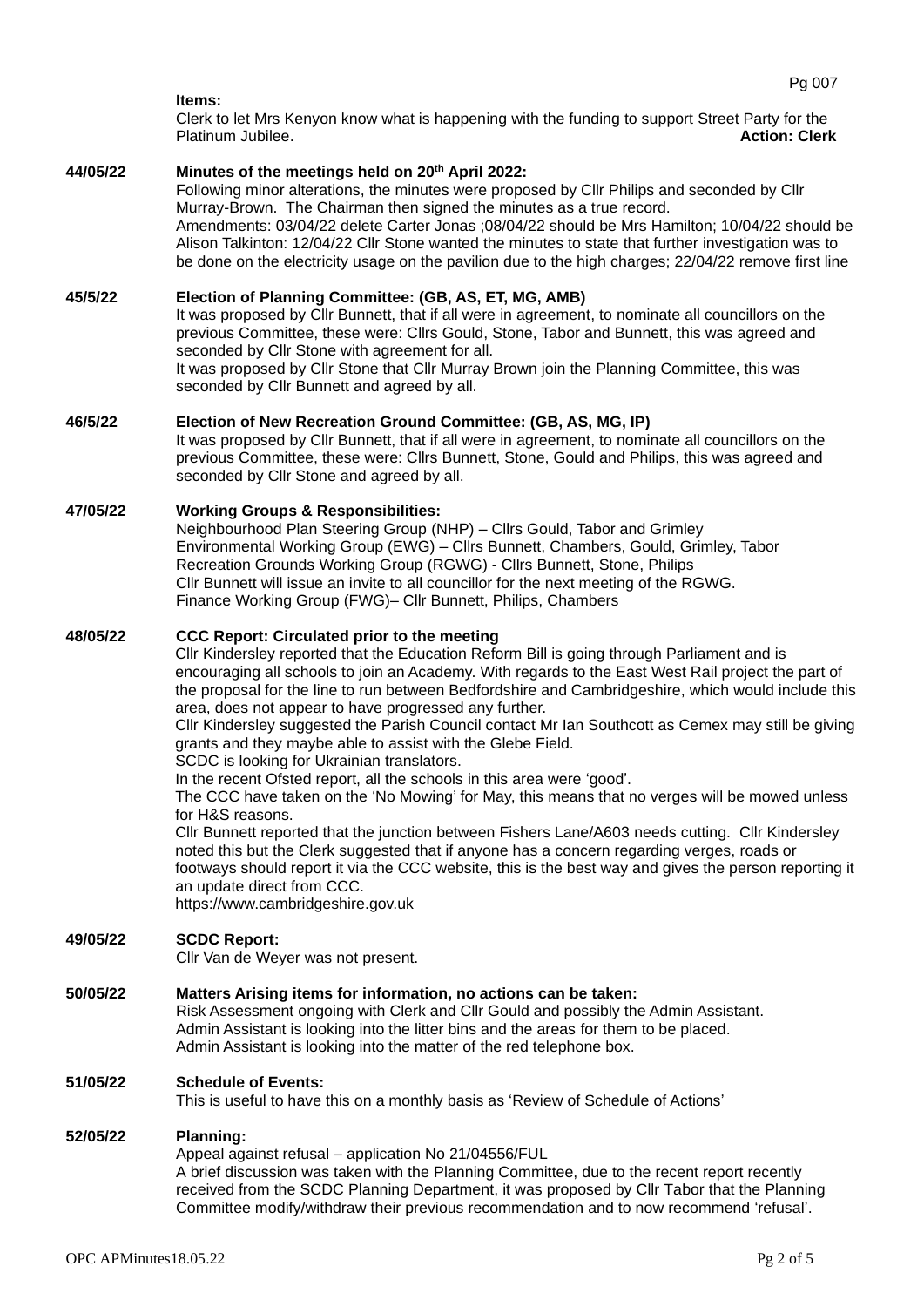**Items:**

Clerk to let Mrs Kenyon know what is happening with the funding to support Street Party for the Platinum Jubilee. **Action: Clerk**

**44/05/22 Minutes of the meetings held on 20th April 2022:**

Following minor alterations, the minutes were proposed by Cllr Philips and seconded by Cllr Murray-Brown. The Chairman then signed the minutes as a true record.

Amendments: 03/04/22 delete Carter Jonas ;08/04/22 should be Mrs Hamilton; 10/04/22 should be Alison Talkinton: 12/04/22 Cllr Stone wanted the minutes to state that further investigation was to be done on the electricity usage on the pavilion due to the high charges; 22/04/22 remove first line

**45/5/22 Election of Planning Committee: (GB, AS, ET, MG, AMB)**

It was proposed by Cllr Bunnett, that if all were in agreement, to nominate all councillors on the previous Committee, these were: Cllrs Gould, Stone, Tabor and Bunnett, this was agreed and seconded by Cllr Stone with agreement for all.

It was proposed by Cllr Stone that Cllr Murray Brown join the Planning Committee, this was seconded by Cllr Bunnett and agreed by all.

**46/5/22 Election of New Recreation Ground Committee: (GB, AS, MG, IP)**

It was proposed by Cllr Bunnett, that if all were in agreement, to nominate all councillors on the previous Committee, these were: Cllrs Bunnett, Stone, Gould and Philips, this was agreed and seconded by Cllr Stone and agreed by all.

**47/05/22 Working Groups & Responsibilities:**

Neighbourhood Plan Steering Group (NHP) – Cllrs Gould, Tabor and Grimley
Environmental Working Group (EWG) – Cllrs Bunnett, Chambers, Gould, Grimley, Tabor
Recreation Grounds Working Group (RGWG) - Cllrs Bunnett, Stone, Philips
Cllr Bunnett will issue an invite to all councillor for the next meeting of the RGWG.
Finance Working Group (FWG)– Cllr Bunnett, Philips, Chambers

**48/05/22 CCC Report: Circulated prior to the meeting**

Cllr Kindersley reported that the Education Reform Bill is going through Parliament and is encouraging all schools to join an Academy. With regards to the East West Rail project the part of the proposal for the line to run between Bedfordshire and Cambridgeshire, which would include this area, does not appear to have progressed any further.

Cllr Kindersley suggested the Parish Council contact Mr Ian Southcott as Cemex may still be giving grants and they maybe able to assist with the Glebe Field.

SCDC is looking for Ukrainian translators.

In the recent Ofsted report, all the schools in this area were 'good'.

The CCC have taken on the 'No Mowing' for May, this means that no verges will be mowed unless for H&S reasons.

Cllr Bunnett reported that the junction between Fishers Lane/A603 needs cutting. Cllr Kindersley noted this but the Clerk suggested that if anyone has a concern regarding verges, roads or footways should report it via the CCC website, this is the best way and gives the person reporting it an update direct from CCC.

https://www.cambridgeshire.gov.uk

**49/05/22 SCDC Report:**

Cllr Van de Weyer was not present.

**50/05/22 Matters Arising items for information, no actions can be taken:**

Risk Assessment ongoing with Clerk and Cllr Gould and possibly the Admin Assistant.
Admin Assistant is looking into the litter bins and the areas for them to be placed.
Admin Assistant is looking into the matter of the red telephone box.

**51/05/22 Schedule of Events:**

This is useful to have this on a monthly basis as 'Review of Schedule of Actions'

**52/05/22 Planning:**

Appeal against refusal – application No 21/04556/FUL

A brief discussion was taken with the Planning Committee, due to the recent report recently received from the SCDC Planning Department, it was proposed by Cllr Tabor that the Planning Committee modify/withdraw their previous recommendation and to now recommend 'refusal'.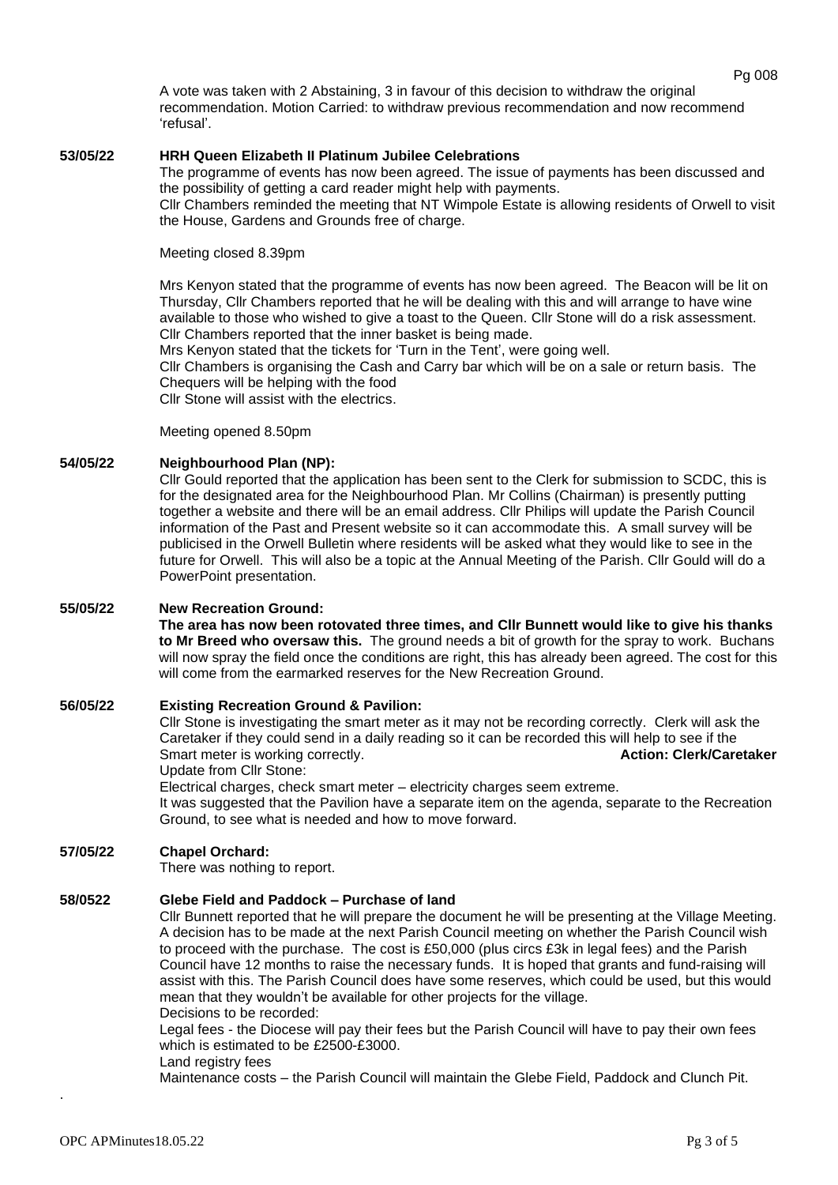A vote was taken with 2 Abstaining, 3 in favour of this decision to withdraw the original recommendation. Motion Carried: to withdraw previous recommendation and now recommend 'refusal'.

**53/05/22 HRH Queen Elizabeth II Platinum Jubilee Celebrations**

The programme of events has now been agreed. The issue of payments has been discussed and the possibility of getting a card reader might help with payments.
Cllr Chambers reminded the meeting that NT Wimpole Estate is allowing residents of Orwell to visit the House, Gardens and Grounds free of charge.

Meeting closed 8.39pm

Mrs Kenyon stated that the programme of events has now been agreed. The Beacon will be lit on Thursday, Cllr Chambers reported that he will be dealing with this and will arrange to have wine available to those who wished to give a toast to the Queen. Cllr Stone will do a risk assessment.
Cllr Chambers reported that the inner basket is being made.
Mrs Kenyon stated that the tickets for 'Turn in the Tent', were going well.
Cllr Chambers is organising the Cash and Carry bar which will be on a sale or return basis. The Chequers will be helping with the food
Cllr Stone will assist with the electrics.

Meeting opened 8.50pm

**54/05/22 Neighbourhood Plan (NP):**

Cllr Gould reported that the application has been sent to the Clerk for submission to SCDC, this is for the designated area for the Neighbourhood Plan. Mr Collins (Chairman) is presently putting together a website and there will be an email address. Cllr Philips will update the Parish Council information of the Past and Present website so it can accommodate this. A small survey will be publicised in the Orwell Bulletin where residents will be asked what they would like to see in the future for Orwell. This will also be a topic at the Annual Meeting of the Parish. Cllr Gould will do a PowerPoint presentation.

**55/05/22 New Recreation Ground:**

**The area has now been rotovated three times, and Cllr Bunnett would like to give his thanks to Mr Breed who oversaw this.** The ground needs a bit of growth for the spray to work. Buchans will now spray the field once the conditions are right, this has already been agreed. The cost for this will come from the earmarked reserves for the New Recreation Ground.

**56/05/22 Existing Recreation Ground & Pavilion:**

Cllr Stone is investigating the smart meter as it may not be recording correctly. Clerk will ask the Caretaker if they could send in a daily reading so it can be recorded this will help to see if the Smart meter is working correctly. **Action: Clerk/Caretaker**
Update from Cllr Stone:
Electrical charges, check smart meter – electricity charges seem extreme.
It was suggested that the Pavilion have a separate item on the agenda, separate to the Recreation Ground, to see what is needed and how to move forward.

**57/05/22 Chapel Orchard:**

There was nothing to report.

**58/0522 Glebe Field and Paddock – Purchase of land**

Cllr Bunnett reported that he will prepare the document he will be presenting at the Village Meeting. A decision has to be made at the next Parish Council meeting on whether the Parish Council wish to proceed with the purchase. The cost is £50,000 (plus circs £3k in legal fees) and the Parish Council have 12 months to raise the necessary funds. It is hoped that grants and fund-raising will assist with this. The Parish Council does have some reserves, which could be used, but this would mean that they wouldn't be available for other projects for the village.
Decisions to be recorded:
Legal fees - the Diocese will pay their fees but the Parish Council will have to pay their own fees which is estimated to be £2500-£3000.
Land registry fees
Maintenance costs – the Parish Council will maintain the Glebe Field, Paddock and Clunch Pit.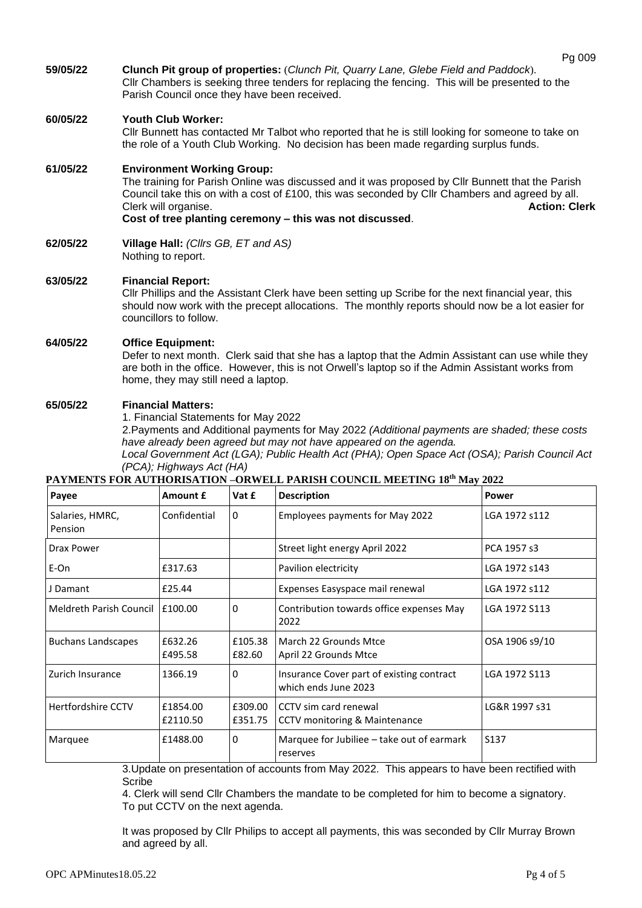**59/05/22 Clunch Pit group of properties:** (*Clunch Pit, Quarry Lane, Glebe Field and Paddock*).
Cllr Chambers is seeking three tenders for replacing the fencing. This will be presented to the Parish Council once they have been received.

**60/05/22 Youth Club Worker:**
Cllr Bunnett has contacted Mr Talbot who reported that he is still looking for someone to take on the role of a Youth Club Working. No decision has been made regarding surplus funds.

**61/05/22 Environment Working Group:**
The training for Parish Online was discussed and it was proposed by Cllr Bunnett that the Parish Council take this on with a cost of £100, this was seconded by Cllr Chambers and agreed by all. Clerk will organise. **Action: Clerk**
**Cost of tree planting ceremony – this was not discussed**.

**62/05/22 Village Hall:** *(Cllrs GB, ET and AS)*
Nothing to report.

**63/05/22 Financial Report:**
Cllr Phillips and the Assistant Clerk have been setting up Scribe for the next financial year, this should now work with the precept allocations. The monthly reports should now be a lot easier for councillors to follow.

**64/05/22 Office Equipment:**
Defer to next month. Clerk said that she has a laptop that the Admin Assistant can use while they are both in the office. However, this is not Orwell's laptop so if the Admin Assistant works from home, they may still need a laptop.

**65/05/22 Financial Matters:**
1. Financial Statements for May 2022
2.Payments and Additional payments for May 2022 *(Additional payments are shaded; these costs have already been agreed but may not have appeared on the agenda.*
*Local Government Act (LGA); Public Health Act (PHA); Open Space Act (OSA); Parish Council Act (PCA); Highways Act (HA)*

**PAYMENTS FOR AUTHORISATION –ORWELL PARISH COUNCIL MEETING 18th May 2022**

| Payee | Amount £ | Vat £ | Description | Power |
|---|---|---|---|---|
| Salaries, HMRC, Pension | Confidential | 0 | Employees payments for May 2022 | LGA 1972 s112 |
| Drax Power | | | Street light energy April 2022 | PCA 1957 s3 |
| E-On | £317.63 | | Pavilion electricity | LGA 1972 s143 |
| J Damant | £25.44 | | Expenses Easyspace mail renewal | LGA 1972 s112 |
| Meldreth Parish Council | £100.00 | 0 | Contribution towards office expenses May 2022 | LGA 1972 S113 |
| Buchans Landscapes | £632.26<br>£495.58 | £105.38<br>£82.60 | March 22 Grounds Mtce<br>April 22 Grounds Mtce | OSA 1906 s9/10 |
| Zurich Insurance | 1366.19 | 0 | Insurance Cover part of existing contract which ends June 2023 | LGA 1972 S113 |
| Hertfordshire CCTV | £1854.00<br>£2110.50 | £309.00<br>£351.75 | CCTV sim card renewal<br>CCTV monitoring & Maintenance | LG&R 1997 s31 |
| Marquee | £1488.00 | 0 | Marquee for Jubiliee – take out of earmark reserves | S137 |

3.Update on presentation of accounts from May 2022. This appears to have been rectified with Scribe
4. Clerk will send Cllr Chambers the mandate to be completed for him to become a signatory. To put CCTV on the next agenda.

It was proposed by Cllr Philips to accept all payments, this was seconded by Cllr Murray Brown and agreed by all.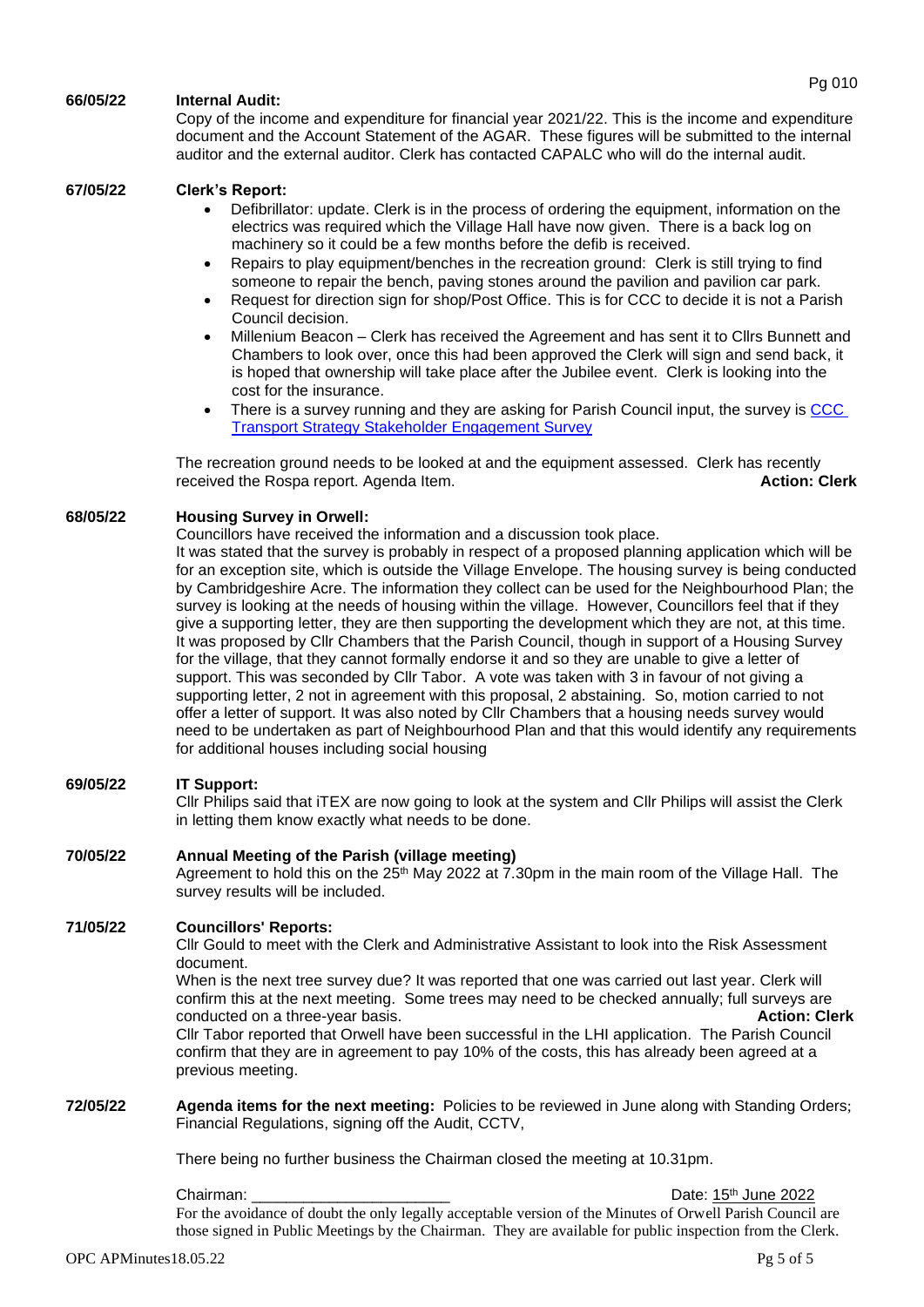**66/05/22 Internal Audit:**

Copy of the income and expenditure for financial year 2021/22. This is the income and expenditure document and the Account Statement of the AGAR. These figures will be submitted to the internal auditor and the external auditor. Clerk has contacted CAPALC who will do the internal audit.

**67/05/22 Clerk's Report:**

- Defibrillator: update. Clerk is in the process of ordering the equipment, information on the electrics was required which the Village Hall have now given. There is a back log on machinery so it could be a few months before the defib is received.
- Repairs to play equipment/benches in the recreation ground: Clerk is still trying to find someone to repair the bench, paving stones around the pavilion and pavilion car park.
- Request for direction sign for shop/Post Office. This is for CCC to decide it is not a Parish Council decision.
- Millenium Beacon – Clerk has received the Agreement and has sent it to Cllrs Bunnett and Chambers to look over, once this had been approved the Clerk will sign and send back, it is hoped that ownership will take place after the Jubilee event. Clerk is looking into the cost for the insurance.
- There is a survey running and they are asking for Parish Council input, the survey is CCC Transport Strategy Stakeholder Engagement Survey

The recreation ground needs to be looked at and the equipment assessed. Clerk has recently received the Rospa report. Agenda Item. **Action: Clerk**

**68/05/22 Housing Survey in Orwell:**

Councillors have received the information and a discussion took place.

It was stated that the survey is probably in respect of a proposed planning application which will be for an exception site, which is outside the Village Envelope. The housing survey is being conducted by Cambridgeshire Acre. The information they collect can be used for the Neighbourhood Plan; the survey is looking at the needs of housing within the village. However, Councillors feel that if they give a supporting letter, they are then supporting the development which they are not, at this time. It was proposed by Cllr Chambers that the Parish Council, though in support of a Housing Survey for the village, that they cannot formally endorse it and so they are unable to give a letter of support. This was seconded by Cllr Tabor. A vote was taken with 3 in favour of not giving a supporting letter, 2 not in agreement with this proposal, 2 abstaining. So, motion carried to not offer a letter of support. It was also noted by Cllr Chambers that a housing needs survey would need to be undertaken as part of Neighbourhood Plan and that this would identify any requirements for additional houses including social housing

**69/05/22 IT Support:**

Cllr Philips said that iTEX are now going to look at the system and Cllr Philips will assist the Clerk in letting them know exactly what needs to be done.

**70/05/22 Annual Meeting of the Parish (village meeting)**

Agreement to hold this on the 25th May 2022 at 7.30pm in the main room of the Village Hall. The survey results will be included.

**71/05/22 Councillors' Reports:**

Cllr Gould to meet with the Clerk and Administrative Assistant to look into the Risk Assessment document.

When is the next tree survey due? It was reported that one was carried out last year. Clerk will confirm this at the next meeting. Some trees may need to be checked annually; full surveys are conducted on a three-year basis. **Action: Clerk**

Cllr Tabor reported that Orwell have been successful in the LHI application. The Parish Council confirm that they are in agreement to pay 10% of the costs, this has already been agreed at a previous meeting.

**72/05/22 Agenda items for the next meeting:** Policies to be reviewed in June along with Standing Orders; Financial Regulations, signing off the Audit, CCTV,

There being no further business the Chairman closed the meeting at 10.31pm.

Chairman: ________________________ Date: 15th June 2022

For the avoidance of doubt the only legally acceptable version of the Minutes of Orwell Parish Council are those signed in Public Meetings by the Chairman. They are available for public inspection from the Clerk.